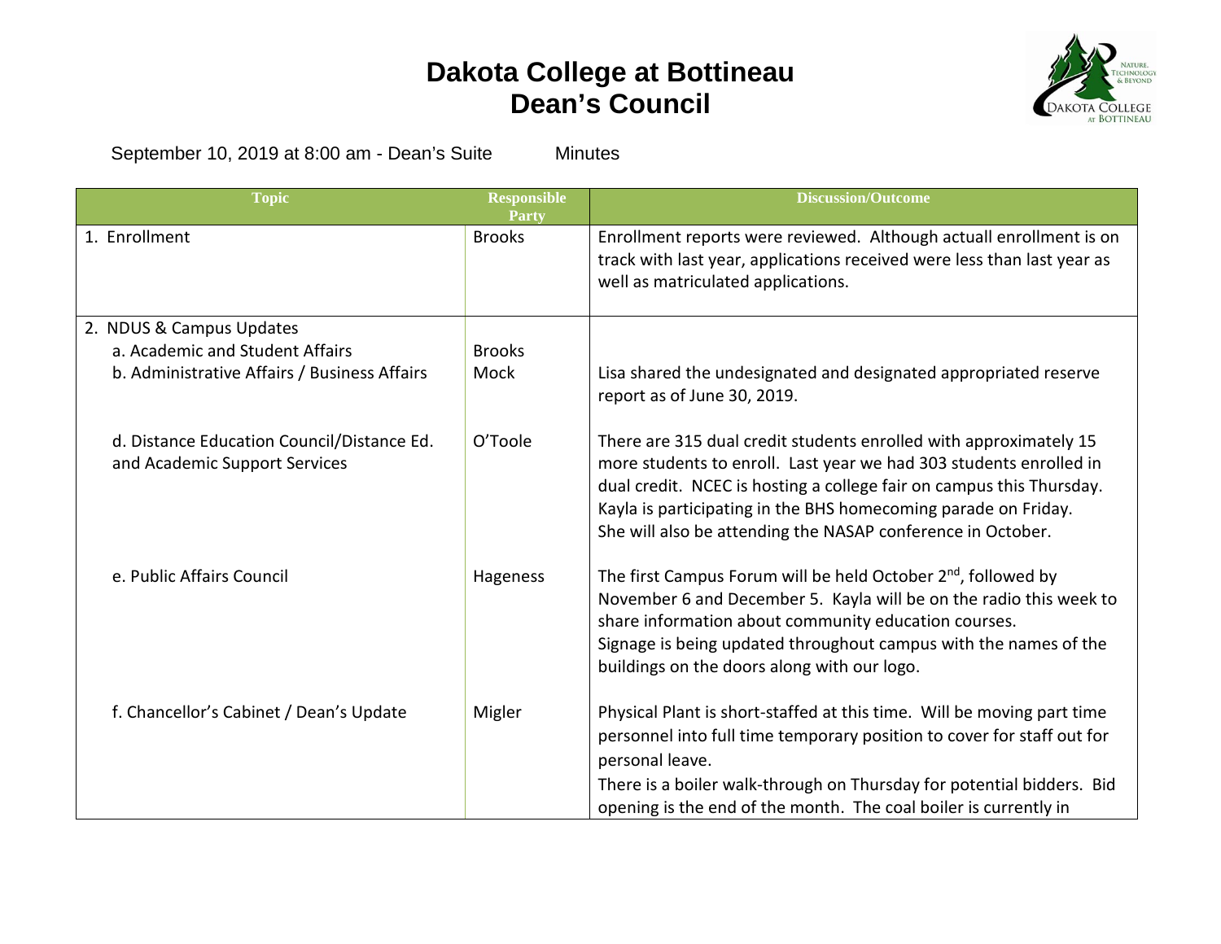# Dakota College at Bottineau
## Dean's Council

September 10, 2019 at 8:00 am - Dean's Suite Minutes

| Topic | Responsible Party | Discussion/Outcome |
|---|---|---|
| 1. Enrollment | Brooks | Enrollment reports were reviewed. Although actuall enrollment is on track with last year, applications received were less than last year as well as matriculated applications. |
| 2. NDUS & Campus Updates<br>a. Academic and Student Affairs<br>b. Administrative Affairs / Business Affairs | <br>Brooks<br>Mock | <br><br>Lisa shared the undesignated and designated appropriated reserve report as of June 30, 2019. |
| d. Distance Education Council/Distance Ed. and Academic Support Services | O'Toole | There are 315 dual credit students enrolled with approximately 15 more students to enroll. Last year we had 303 students enrolled in dual credit. NCEC is hosting a college fair on campus this Thursday. Kayla is participating in the BHS homecoming parade on Friday. She will also be attending the NASAP conference in October. |
| e. Public Affairs Council | Hageness | The first Campus Forum will be held October 2nd, followed by November 6 and December 5. Kayla will be on the radio this week to share information about community education courses. Signage is being updated throughout campus with the names of the buildings on the doors along with our logo. |
| f. Chancellor's Cabinet / Dean's Update | Migler | Physical Plant is short-staffed at this time. Will be moving part time personnel into full time temporary position to cover for staff out for personal leave.<br>There is a boiler walk-through on Thursday for potential bidders. Bid opening is the end of the month. The coal boiler is currently in |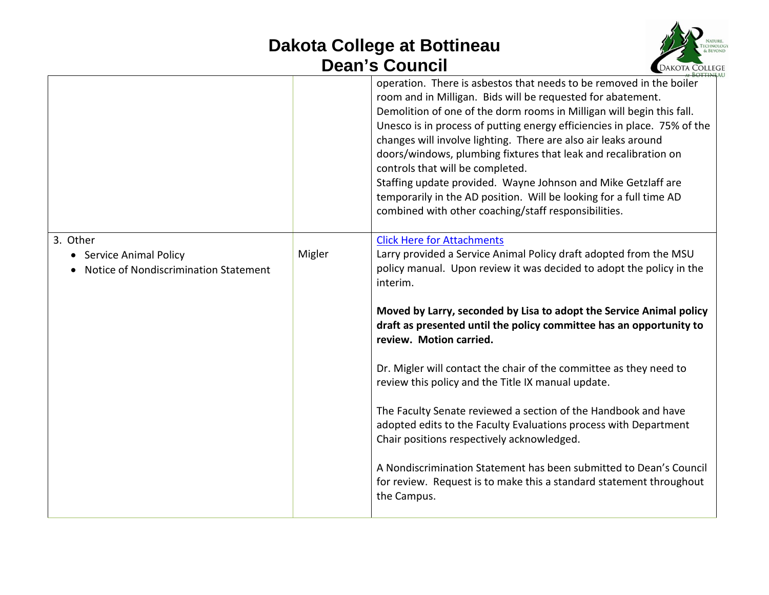| | | |
|---|---|---|
| | | operation. There is asbestos that needs to be removed in the boiler room and in Milligan. Bids will be requested for abatement. Demolition of one of the dorm rooms in Milligan will begin this fall. Unesco is in process of putting energy efficiencies in place. 75% of the changes will involve lighting. There are also air leaks around doors/windows, plumbing fixtures that leak and recalibration on controls that will be completed.<br>Staffing update provided. Wayne Johnson and Mike Getzlaff are temporarily in the AD position. Will be looking for a full time AD combined with other coaching/staff responsibilities. |
| 3. Other<br>• Service Animal Policy<br>• Notice of Nondiscrimination Statement | Migler | Click Here for Attachments<br>Larry provided a Service Animal Policy draft adopted from the MSU policy manual. Upon review it was decided to adopt the policy in the interim.<br><br>**Moved by Larry, seconded by Lisa to adopt the Service Animal policy draft as presented until the policy committee has an opportunity to review. Motion carried.**<br><br>Dr. Migler will contact the chair of the committee as they need to review this policy and the Title IX manual update.<br><br>The Faculty Senate reviewed a section of the Handbook and have adopted edits to the Faculty Evaluations process with Department Chair positions respectively acknowledged.<br><br>A Nondiscrimination Statement has been submitted to Dean's Council for review. Request is to make this a standard statement throughout the Campus. |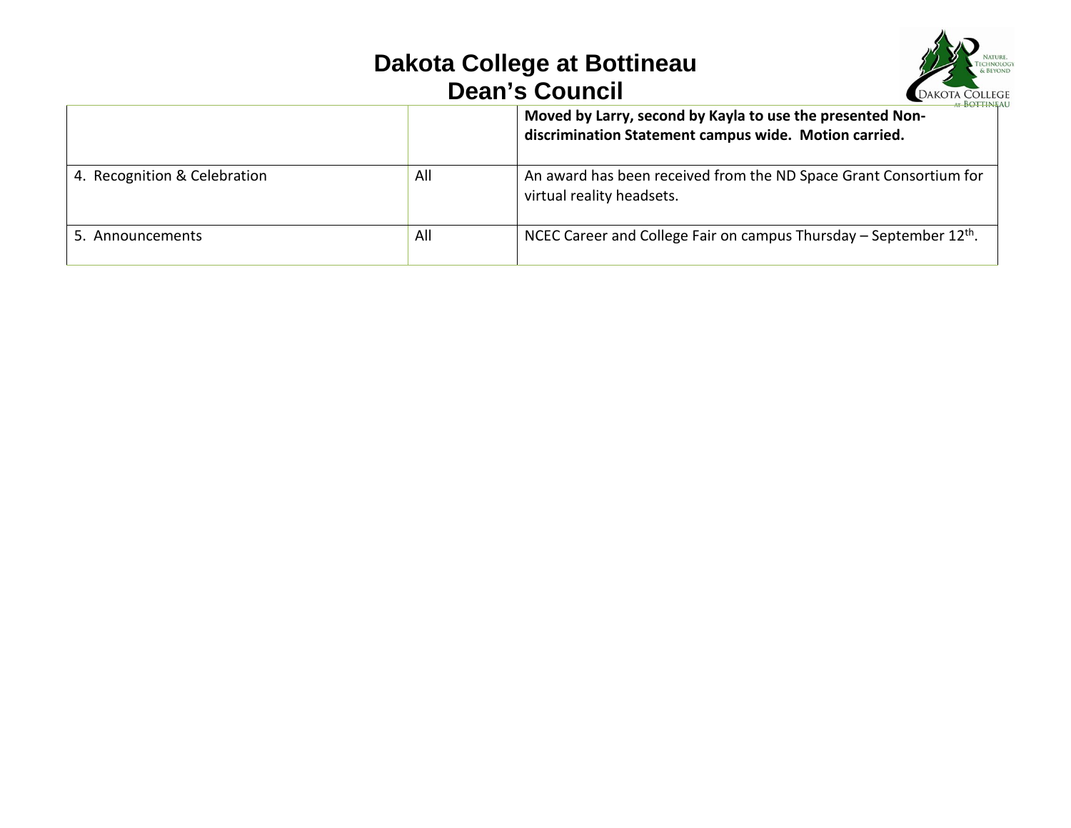| | | |
|---|---|---|
| | | **Moved by Larry, second by Kayla to use the presented Non-discrimination Statement campus wide. Motion carried.** |
| 4. Recognition & Celebration | All | An award has been received from the ND Space Grant Consortium for virtual reality headsets. |
| 5. Announcements | All | NCEC Career and College Fair on campus Thursday – September 12th. |